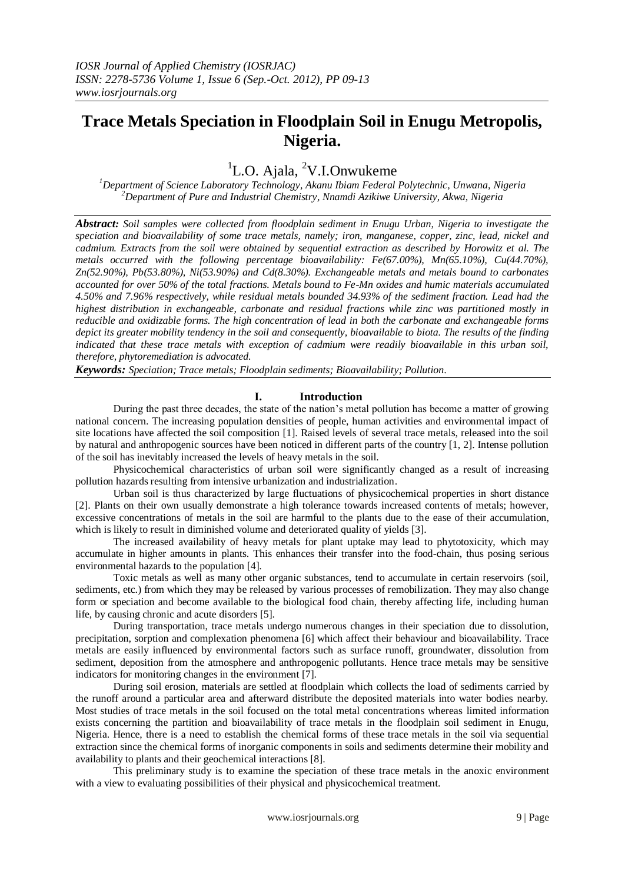# Trace Metals Speciation in Floodplain Soil in Enugu Metropolis, Nigeria.

[1]L.O. Ajala, [2]V.I.Onwukeme

[1]*Department of Science Laboratory Technology, Akanu Ibiam Federal Polytechnic, Unwana, Nigeria*
[2]*Department of Pure and Industrial Chemistry, Nnamdi Azikiwe University, Akwa, Nigeria*

***Abstract:*** *Soil samples were collected from floodplain sediment in Enugu Urban, Nigeria to investigate the speciation and bioavailability of some trace metals, namely; iron, manganese, copper, zinc, lead, nickel and cadmium. Extracts from the soil were obtained by sequential extraction as described by Horowitz et al. The metals occurred with the following percentage bioavailability: Fe(67.00%), Mn(65.10%), Cu(44.70%), Zn(52.90%), Pb(53.80%), Ni(53.90%) and Cd(8.30%). Exchangeable metals and metals bound to carbonates accounted for over 50% of the total fractions. Metals bound to Fe-Mn oxides and humic materials accumulated 4.50% and 7.96% respectively, while residual metals bounded 34.93% of the sediment fraction. Lead had the highest distribution in exchangeable, carbonate and residual fractions while zinc was partitioned mostly in reducible and oxidizable forms. The high concentration of lead in both the carbonate and exchangeable forms depict its greater mobility tendency in the soil and consequently, bioavailable to biota. The results of the finding indicated that these trace metals with exception of cadmium were readily bioavailable in this urban soil, therefore, phytoremediation is advocated.*

***Keywords:*** *Speciation; Trace metals; Floodplain sediments; Bioavailability; Pollution.*

## I. Introduction

During the past three decades, the state of the nation's metal pollution has become a matter of growing national concern. The increasing population densities of people, human activities and environmental impact of site locations have affected the soil composition [1]. Raised levels of several trace metals, released into the soil by natural and anthropogenic sources have been noticed in different parts of the country [1, 2]. Intense pollution of the soil has inevitably increased the levels of heavy metals in the soil.

Physicochemical characteristics of urban soil were significantly changed as a result of increasing pollution hazards resulting from intensive urbanization and industrialization.

Urban soil is thus characterized by large fluctuations of physicochemical properties in short distance [2]. Plants on their own usually demonstrate a high tolerance towards increased contents of metals; however, excessive concentrations of metals in the soil are harmful to the plants due to the ease of their accumulation, which is likely to result in diminished volume and deteriorated quality of yields [3].

The increased availability of heavy metals for plant uptake may lead to phytotoxicity, which may accumulate in higher amounts in plants. This enhances their transfer into the food-chain, thus posing serious environmental hazards to the population [4].

Toxic metals as well as many other organic substances, tend to accumulate in certain reservoirs (soil, sediments, etc.) from which they may be released by various processes of remobilization. They may also change form or speciation and become available to the biological food chain, thereby affecting life, including human life, by causing chronic and acute disorders [5].

During transportation, trace metals undergo numerous changes in their speciation due to dissolution, precipitation, sorption and complexation phenomena [6] which affect their behaviour and bioavailability. Trace metals are easily influenced by environmental factors such as surface runoff, groundwater, dissolution from sediment, deposition from the atmosphere and anthropogenic pollutants. Hence trace metals may be sensitive indicators for monitoring changes in the environment [7].

During soil erosion, materials are settled at floodplain which collects the load of sediments carried by the runoff around a particular area and afterward distribute the deposited materials into water bodies nearby. Most studies of trace metals in the soil focused on the total metal concentrations whereas limited information exists concerning the partition and bioavailability of trace metals in the floodplain soil sediment in Enugu, Nigeria. Hence, there is a need to establish the chemical forms of these trace metals in the soil via sequential extraction since the chemical forms of inorganic components in soils and sediments determine their mobility and availability to plants and their geochemical interactions [8].

This preliminary study is to examine the speciation of these trace metals in the anoxic environment with a view to evaluating possibilities of their physical and physicochemical treatment.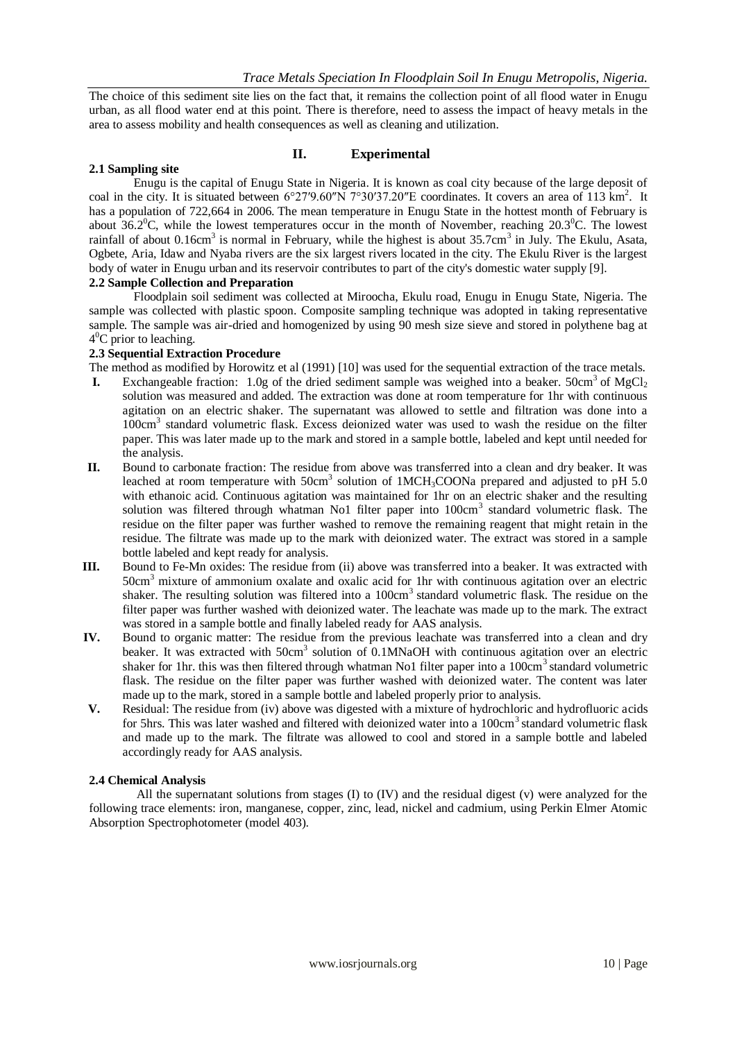The choice of this sediment site lies on the fact that, it remains the collection point of all flood water in Enugu urban, as all flood water end at this point. There is therefore, need to assess the impact of heavy metals in the area to assess mobility and health consequences as well as cleaning and utilization.

## II. Experimental

### 2.1 Sampling site

Enugu is the capital of Enugu State in Nigeria. It is known as coal city because of the large deposit of coal in the city. It is situated between 6°27′9.60″N 7°30′37.20″E coordinates. It covers an area of 113 $km^2$. It has a population of 722,664 in 2006. The mean temperature in Enugu State in the hottest month of February is about $36.2^0C$, while the lowest temperatures occur in the month of November, reaching $20.3^0C$. The lowest rainfall of about $0.16cm^3$ is normal in February, while the highest is about $35.7cm^3$ in July. The Ekulu, Asata, Ogbete, Aria, Idaw and Nyaba rivers are the six largest rivers located in the city. The Ekulu River is the largest body of water in Enugu urban and its reservoir contributes to part of the city's domestic water supply [9].

### 2.2 Sample Collection and Preparation

Floodplain soil sediment was collected at Miroocha, Ekulu road, Enugu in Enugu State, Nigeria. The sample was collected with plastic spoon. Composite sampling technique was adopted in taking representative sample. The sample was air-dried and homogenized by using 90 mesh size sieve and stored in polythene bag at $4^0C$ prior to leaching.

### 2.3 Sequential Extraction Procedure

The method as modified by Horowitz et al (1991) [10] was used for the sequential extraction of the trace metals.

- **I.** Exchangeable fraction: 1.0g of the dried sediment sample was weighed into a beaker. $50cm^3$ of $MgCl_2$ solution was measured and added. The extraction was done at room temperature for 1hr with continuous agitation on an electric shaker. The supernatant was allowed to settle and filtration was done into a $100cm^3$ standard volumetric flask. Excess deionized water was used to wash the residue on the filter paper. This was later made up to the mark and stored in a sample bottle, labeled and kept until needed for the analysis.
- **II.** Bound to carbonate fraction: The residue from above was transferred into a clean and dry beaker. It was leached at room temperature with $50cm^3$ solution of $1MCH_3COONa$ prepared and adjusted to pH 5.0 with ethanoic acid. Continuous agitation was maintained for 1hr on an electric shaker and the resulting solution was filtered through whatman No1 filter paper into $100cm^3$ standard volumetric flask. The residue on the filter paper was further washed to remove the remaining reagent that might retain in the residue. The filtrate was made up to the mark with deionized water. The extract was stored in a sample bottle labeled and kept ready for analysis.
- **III.** Bound to Fe-Mn oxides: The residue from (ii) above was transferred into a beaker. It was extracted with $50cm^3$ mixture of ammonium oxalate and oxalic acid for 1hr with continuous agitation over an electric shaker. The resulting solution was filtered into a $100cm^3$ standard volumetric flask. The residue on the filter paper was further washed with deionized water. The leachate was made up to the mark. The extract was stored in a sample bottle and finally labeled ready for AAS analysis.
- **IV.** Bound to organic matter: The residue from the previous leachate was transferred into a clean and dry beaker. It was extracted with $50cm^3$ solution of 0.1MNaOH with continuous agitation over an electric shaker for 1hr. this was then filtered through whatman No1 filter paper into a $100cm^3$ standard volumetric flask. The residue on the filter paper was further washed with deionized water. The content was later made up to the mark, stored in a sample bottle and labeled properly prior to analysis.
- **V.** Residual: The residue from (iv) above was digested with a mixture of hydrochloric and hydrofluoric acids for 5hrs. This was later washed and filtered with deionized water into a $100cm^3$ standard volumetric flask and made up to the mark. The filtrate was allowed to cool and stored in a sample bottle and labeled accordingly ready for AAS analysis.

### 2.4 Chemical Analysis

All the supernatant solutions from stages (I) to (IV) and the residual digest (v) were analyzed for the following trace elements: iron, manganese, copper, zinc, lead, nickel and cadmium, using Perkin Elmer Atomic Absorption Spectrophotometer (model 403).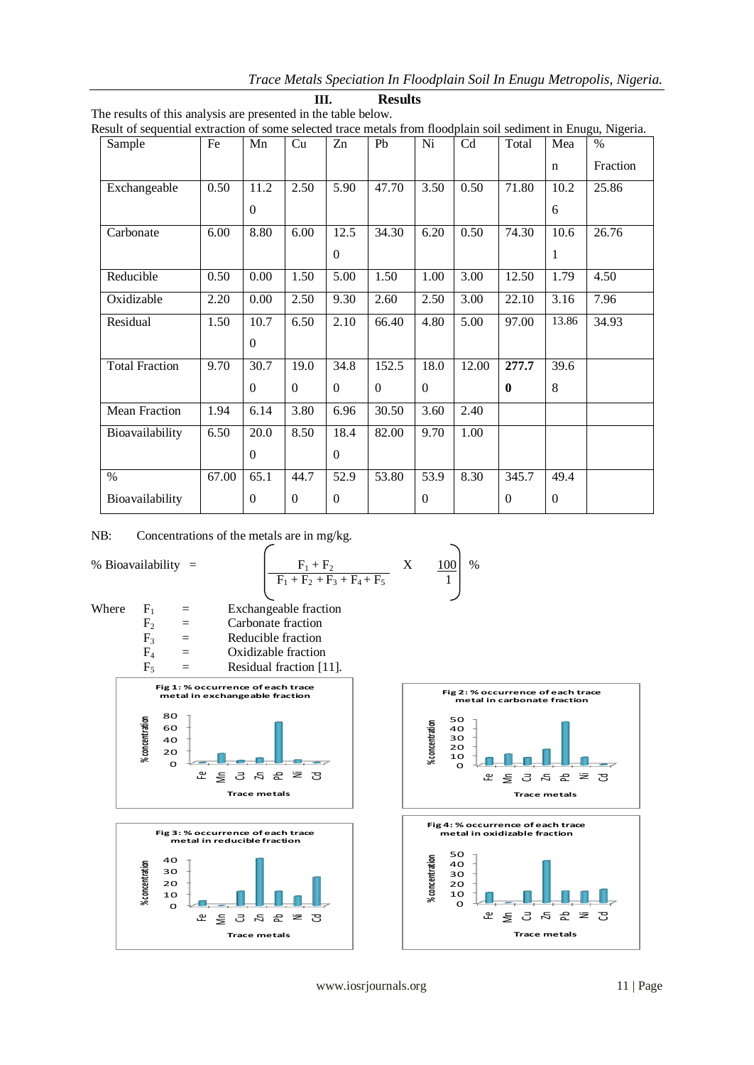## III. Results

The results of this analysis are presented in the table below.

Result of sequential extraction of some selected trace metals from floodplain soil sediment in Enugu, Nigeria.

| Sample | Fe | Mn | Cu | Zn | Pb | Ni | Cd | Total | Mean | % Fraction |
|---|---|---|---|---|---|---|---|---|---|---|
| Exchangeable | 0.50 | 11.20 | 2.50 | 5.90 | 47.70 | 3.50 | 0.50 | 71.80 | 10.26 | 25.86 |
| Carbonate | 6.00 | 8.80 | 6.00 | 12.50 | 34.30 | 6.20 | 0.50 | 74.30 | 10.61 | 26.76 |
| Reducible | 0.50 | 0.00 | 1.50 | 5.00 | 1.50 | 1.00 | 3.00 | 12.50 | 1.79 | 4.50 |
| Oxidizable | 2.20 | 0.00 | 2.50 | 9.30 | 2.60 | 2.50 | 3.00 | 22.10 | 3.16 | 7.96 |
| Residual | 1.50 | 10.70 | 6.50 | 2.10 | 66.40 | 4.80 | 5.00 | 97.00 | 13.86 | 34.93 |
| Total Fraction | 9.70 | 30.70 | 19.00 | 34.80 | 152.50 | 18.00 | 12.00 | **277.70** | 39.68 | |
| Mean Fraction | 1.94 | 6.14 | 3.80 | 6.96 | 30.50 | 3.60 | 2.40 | | | |
| Bioavailability | 6.50 | 20.00 | 8.50 | 18.40 | 82.00 | 9.70 | 1.00 | | | |
| % Bioavailability | 67.00 | 65.10 | 44.70 | 52.90 | 53.80 | 53.90 | 8.30 | 345.70 | 49.40 | |

NB: Concentrations of the metals are in mg/kg.

$$\% \text{ Bioavailability} = \left( \frac{F_1 + F_2}{F_1 + F_2 + F_3 + F_4 + F_5} \quad X \quad \frac{100}{1} \right) \%$$

Where
- $F_1$ = Exchangeable fraction
- $F_2$ = Carbonate fraction
- $F_3$ = Reducible fraction
- $F_4$ = Oxidizable fraction
- $F_5$ = Residual fraction [11].

Fig 1: % occurrence of each trace metal in exchangeable fraction

Fig 2: % occurrence of each trace metal in carbonate fraction

Fig 3: % occurrence of each trace metal in reducible fraction

Fig 4: % occurrence of each trace metal in oxidizable fraction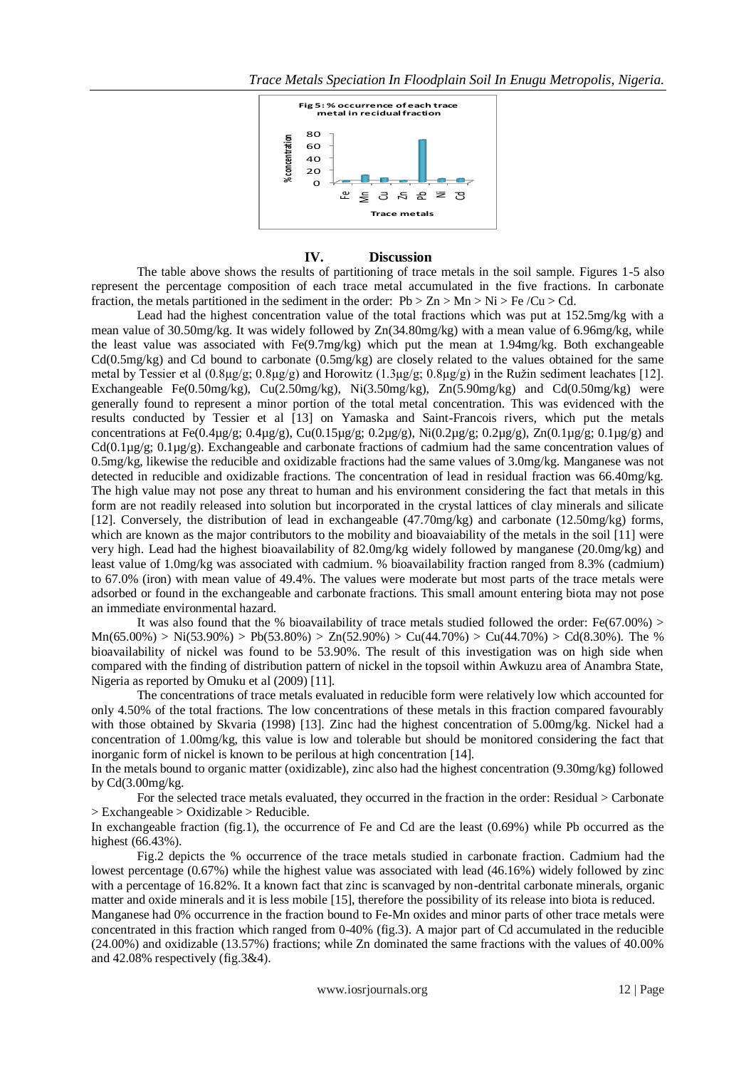Fig 5: % occurrence of each trace metal in recidual fraction

## IV. Discussion

The table above shows the results of partitioning of trace metals in the soil sample. Figures 1-5 also represent the percentage composition of each trace metal accumulated in the five fractions. In carbonate fraction, the metals partitioned in the sediment in the order: Pb > Zn > Mn > Ni > Fe /Cu > Cd.

Lead had the highest concentration value of the total fractions which was put at 152.5mg/kg with a mean value of 30.50mg/kg. It was widely followed by Zn(34.80mg/kg) with a mean value of 6.96mg/kg, while the least value was associated with Fe(9.7mg/kg) which put the mean at 1.94mg/kg. Both exchangeable Cd(0.5mg/kg) and Cd bound to carbonate (0.5mg/kg) are closely related to the values obtained for the same metal by Tessier et al (0.8µg/g; 0.8µg/g) and Horowitz (1.3µg/g; 0.8µg/g) in the Ružin sediment leachates [12]. Exchangeable Fe(0.50mg/kg), Cu(2.50mg/kg), Ni(3.50mg/kg), Zn(5.90mg/kg) and Cd(0.50mg/kg) were generally found to represent a minor portion of the total metal concentration. This was evidenced with the results conducted by Tessier et al [13] on Yamaska and Saint-Francois rivers, which put the metals concentrations at Fe(0.4µg/g; 0.4µg/g), Cu(0.15µg/g; 0.2µg/g), Ni(0.2µg/g; 0.2µg/g), Zn(0.1µg/g; 0.1µg/g) and Cd(0.1µg/g; 0.1µg/g). Exchangeable and carbonate fractions of cadmium had the same concentration values of 0.5mg/kg, likewise the reducible and oxidizable fractions had the same values of 3.0mg/kg. Manganese was not detected in reducible and oxidizable fractions. The concentration of lead in residual fraction was 66.40mg/kg. The high value may not pose any threat to human and his environment considering the fact that metals in this form are not readily released into solution but incorporated in the crystal lattices of clay minerals and silicate [12]. Conversely, the distribution of lead in exchangeable (47.70mg/kg) and carbonate (12.50mg/kg) forms, which are known as the major contributors to the mobility and bioavaiability of the metals in the soil [11] were very high. Lead had the highest bioavailability of 82.0mg/kg widely followed by manganese (20.0mg/kg) and least value of 1.0mg/kg was associated with cadmium. % bioavailability fraction ranged from 8.3% (cadmium) to 67.0% (iron) with mean value of 49.4%. The values were moderate but most parts of the trace metals were adsorbed or found in the exchangeable and carbonate fractions. This small amount entering biota may not pose an immediate environmental hazard.

It was also found that the % bioavailability of trace metals studied followed the order: Fe(67.00%) > Mn(65.00%) > Ni(53.90%) > Pb(53.80%) > Zn(52.90%) > Cu(44.70%) > Cu(44.70%) > Cd(8.30%). The % bioavailability of nickel was found to be 53.90%. The result of this investigation was on high side when compared with the finding of distribution pattern of nickel in the topsoil within Awkuzu area of Anambra State, Nigeria as reported by Omuku et al (2009) [11].

The concentrations of trace metals evaluated in reducible form were relatively low which accounted for only 4.50% of the total fractions. The low concentrations of these metals in this fraction compared favourably with those obtained by Skvaria (1998) [13]. Zinc had the highest concentration of 5.00mg/kg. Nickel had a concentration of 1.00mg/kg, this value is low and tolerable but should be monitored considering the fact that inorganic form of nickel is known to be perilous at high concentration [14].

In the metals bound to organic matter (oxidizable), zinc also had the highest concentration (9.30mg/kg) followed by Cd(3.00mg/kg.

For the selected trace metals evaluated, they occurred in the fraction in the order: Residual > Carbonate > Exchangeable > Oxidizable > Reducible.

In exchangeable fraction (fig.1), the occurrence of Fe and Cd are the least (0.69%) while Pb occurred as the highest (66.43%).

Fig.2 depicts the % occurrence of the trace metals studied in carbonate fraction. Cadmium had the lowest percentage (0.67%) while the highest value was associated with lead (46.16%) widely followed by zinc with a percentage of 16.82%. It a known fact that zinc is scanvaged by non-dentrital carbonate minerals, organic matter and oxide minerals and it is less mobile [15], therefore the possibility of its release into biota is reduced.

Manganese had 0% occurrence in the fraction bound to Fe-Mn oxides and minor parts of other trace metals were concentrated in this fraction which ranged from 0-40% (fig.3). A major part of Cd accumulated in the reducible (24.00%) and oxidizable (13.57%) fractions; while Zn dominated the same fractions with the values of 40.00% and 42.08% respectively (fig.3&4).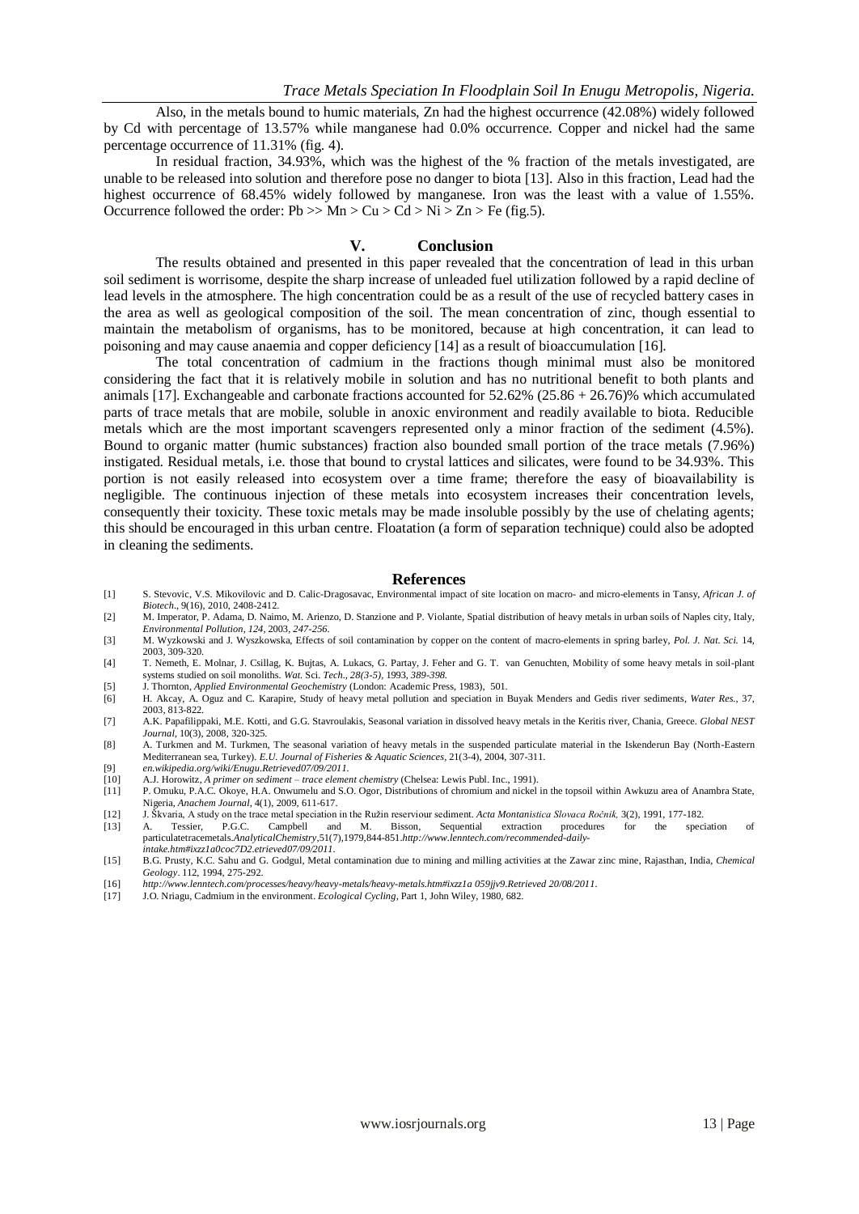Also, in the metals bound to humic materials, Zn had the highest occurrence (42.08%) widely followed by Cd with percentage of 13.57% while manganese had 0.0% occurrence. Copper and nickel had the same percentage occurrence of 11.31% (fig. 4).

In residual fraction, 34.93%, which was the highest of the % fraction of the metals investigated, are unable to be released into solution and therefore pose no danger to biota [13]. Also in this fraction, Lead had the highest occurrence of 68.45% widely followed by manganese. Iron was the least with a value of 1.55%. Occurrence followed the order: Pb >> Mn > Cu > Cd > Ni > Zn > Fe (fig.5).

## V. Conclusion

The results obtained and presented in this paper revealed that the concentration of lead in this urban soil sediment is worrisome, despite the sharp increase of unleaded fuel utilization followed by a rapid decline of lead levels in the atmosphere. The high concentration could be as a result of the use of recycled battery cases in the area as well as geological composition of the soil. The mean concentration of zinc, though essential to maintain the metabolism of organisms, has to be monitored, because at high concentration, it can lead to poisoning and may cause anaemia and copper deficiency [14] as a result of bioaccumulation [16].

The total concentration of cadmium in the fractions though minimal must also be monitored considering the fact that it is relatively mobile in solution and has no nutritional benefit to both plants and animals [17]. Exchangeable and carbonate fractions accounted for 52.62% (25.86 + 26.76)% which accumulated parts of trace metals that are mobile, soluble in anoxic environment and readily available to biota. Reducible metals which are the most important scavengers represented only a minor fraction of the sediment (4.5%). Bound to organic matter (humic substances) fraction also bounded small portion of the trace metals (7.96%) instigated. Residual metals, i.e. those that bound to crystal lattices and silicates, were found to be 34.93%. This portion is not easily released into ecosystem over a time frame; therefore the easy of bioavailability is negligible. The continuous injection of these metals into ecosystem increases their concentration levels, consequently their toxicity. These toxic metals may be made insoluble possibly by the use of chelating agents; this should be encouraged in this urban centre. Floatation (a form of separation technique) could also be adopted in cleaning the sediments.

## References

[1] S. Stevovic, V.S. Mikovilovic and D. Calic-Dragosavac, Environmental impact of site location on macro- and micro-elements in Tansy, *African J. of Biotech.*, 9(16), 2010, 2408-2412.

[2] M. Imperator, P. Adama, D. Naimo, M. Arienzo, D. Stanzione and P. Violante, Spatial distribution of heavy metals in urban soils of Naples city, Italy, *Environmental Pollution, 124*, 2003, *247-256*.

[3] M. Wyzkowski and J. Wyszkowska, Effects of soil contamination by copper on the content of macro-elements in spring barley, *Pol. J. Nat. Sci.* 14, 2003, 309-320.

[4] T. Nemeth, E. Molnar, J. Csillag, K. Bujtas, A. Lukacs, G. Partay, J. Feher and G. T. van Genuchten, Mobility of some heavy metals in soil-plant systems studied on soil monoliths. *Wat.* Sci. *Tech., 28(3-5)*, 1993, *389-398.*

[5] J. Thornton, *Applied Environmental Geochemistry* (London: Academic Press, 1983), 501.

[6] H. Akcay, A. Oguz and C. Karapire, Study of heavy metal pollution and speciation in Buyak Menders and Gedis river sediments, *Water Res.*, 37, 2003, 813-822.

[7] A.K. Papafilippaki, M.E. Kotti, and G.G. Stavroulakis, Seasonal variation in dissolved heavy metals in the Keritis river, Chania, Greece. *Global NEST Journal*, 10(3), 2008, 320-325.

[8] A. Turkmen and M. Turkmen, The seasonal variation of heavy metals in the suspended particulate material in the Iskenderun Bay (North-Eastern Mediterranean sea, Turkey). *E.U. Journal of Fisheries & Aquatic Sciences*, 21(3-4), 2004, 307-311.

[9] *en.wikipedia.org/wiki/Enugu.Retrieved07/09/2011.*

[10] A.J. Horowitz, *A primer on sediment – trace element chemistry* (Chelsea: Lewis Publ. Inc., 1991).

[11] P. Omuku, P.A.C. Okoye, H.A. Onwumelu and S.O. Ogor, Distributions of chromium and nickel in the topsoil within Awkuzu area of Anambra State, Nigeria, *Anachem Journal*, 4(1), 2009, 611-617.

[12] J. Škvaria, A study on the trace metal speciation in the Ružin reserviour sediment. *Acta Montanistica Slovaca Ročník,* 3(2), 1991, 177-182.

[13] A. Tessier, P.G.C. Campbell and M. Bisson, Sequential extraction procedures for the speciation of particulatetracemetals.*AnalyticalChemistry*,51(7),1979,844-851.*http://www.lenntech.com/recommended-daily-intake.htm#ixzz1a0coc7D2.etrieved07/09/2011.*

[15] B.G. Prusty, K.C. Sahu and G. Godgul, Metal contamination due to mining and milling activities at the Zawar zinc mine, Rajasthan, India, *Chemical Geology*. 112, 1994, 275-292.

[16] *http://www.lenntech.com/processes/heavy/heavy-metals/heavy-metals.htm#ixzz1a 059jjv9.Retrieved 20/08/2011.*

[17] J.O. Nriagu, Cadmium in the environment. *Ecological Cycling*, Part 1, John Wiley, 1980, 682.